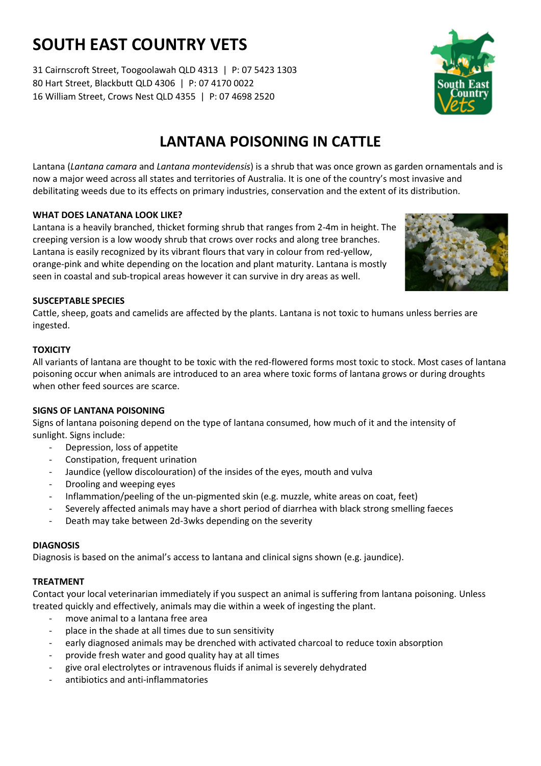# SOUTH EAST COUNTRY VETS

31 Cairnscroft Street, Toogoolawah QLD 4313 | P: 07 5423 1303
80 Hart Street, Blackbutt QLD 4306 | P: 07 4170 0022
16 William Street, Crows Nest QLD 4355 | P: 07 4698 2520

## LANTANA POISONING IN CATTLE

Lantana (*Lantana camara* and *Lantana montevidensis*) is a shrub that was once grown as garden ornamentals and is now a major weed across all states and territories of Australia. It is one of the country's most invasive and debilitating weeds due to its effects on primary industries, conservation and the extent of its distribution.

### WHAT DOES LANATANA LOOK LIKE?

Lantana is a heavily branched, thicket forming shrub that ranges from 2-4m in height. The creeping version is a low woody shrub that crows over rocks and along tree branches. Lantana is easily recognized by its vibrant flours that vary in colour from red-yellow, orange-pink and white depending on the location and plant maturity. Lantana is mostly seen in coastal and sub-tropical areas however it can survive in dry areas as well.

### SUSCEPTABLE SPECIES

Cattle, sheep, goats and camelids are affected by the plants. Lantana is not toxic to humans unless berries are ingested.

### TOXICITY

All variants of lantana are thought to be toxic with the red-flowered forms most toxic to stock. Most cases of lantana poisoning occur when animals are introduced to an area where toxic forms of lantana grows or during droughts when other feed sources are scarce.

### SIGNS OF LANTANA POISONING

Signs of lantana poisoning depend on the type of lantana consumed, how much of it and the intensity of sunlight. Signs include:

- Depression, loss of appetite
- Constipation, frequent urination
- Jaundice (yellow discolouration) of the insides of the eyes, mouth and vulva
- Drooling and weeping eyes
- Inflammation/peeling of the un-pigmented skin (e.g. muzzle, white areas on coat, feet)
- Severely affected animals may have a short period of diarrhea with black strong smelling faeces
- Death may take between 2d-3wks depending on the severity

### DIAGNOSIS

Diagnosis is based on the animal's access to lantana and clinical signs shown (e.g. jaundice).

### TREATMENT

Contact your local veterinarian immediately if you suspect an animal is suffering from lantana poisoning. Unless treated quickly and effectively, animals may die within a week of ingesting the plant.

- move animal to a lantana free area
- place in the shade at all times due to sun sensitivity
- early diagnosed animals may be drenched with activated charcoal to reduce toxin absorption
- provide fresh water and good quality hay at all times
- give oral electrolytes or intravenous fluids if animal is severely dehydrated
- antibiotics and anti-inflammatories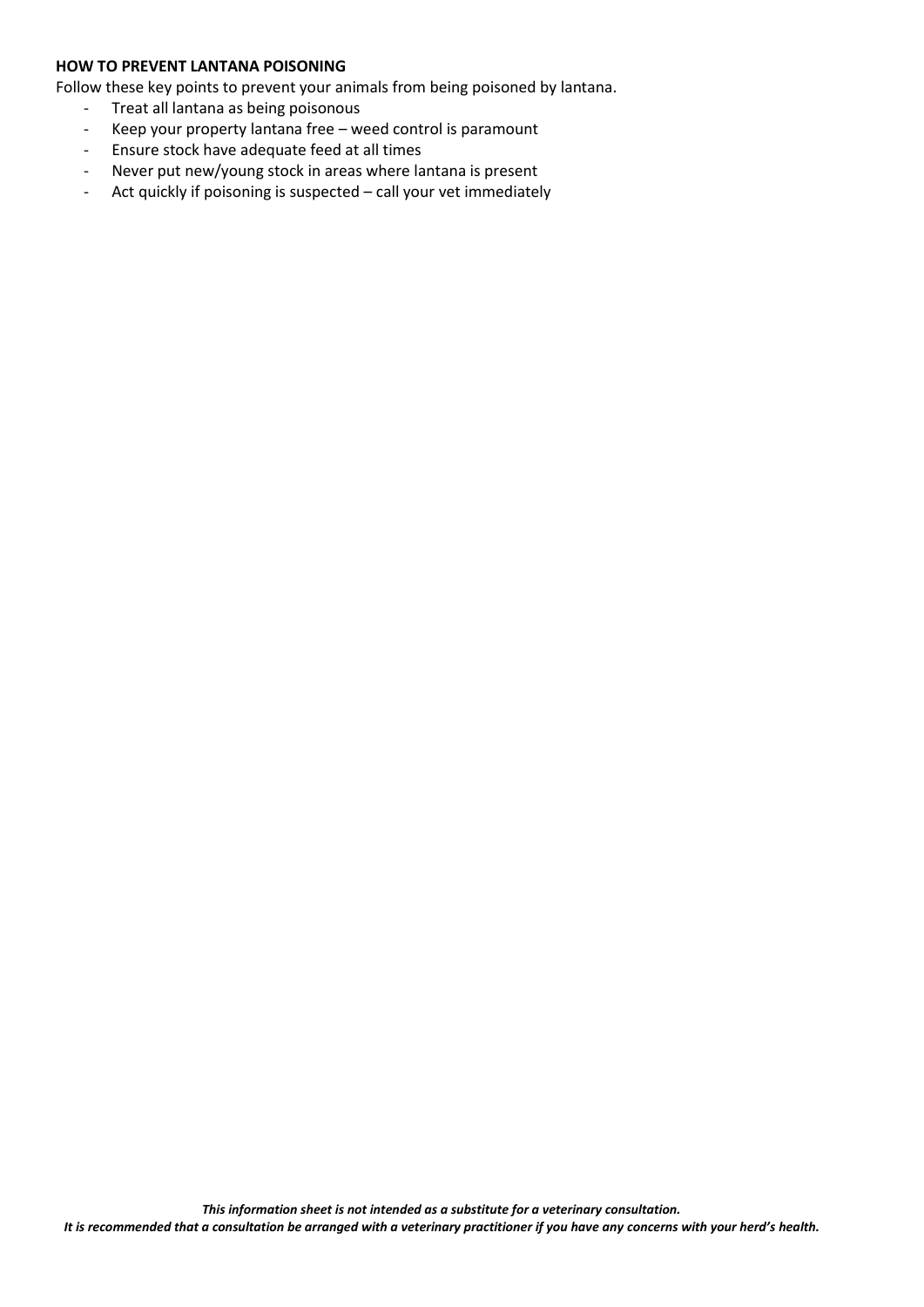**HOW TO PREVENT LANTANA POISONING**

Follow these key points to prevent your animals from being poisoned by lantana.

- Treat all lantana as being poisonous
- Keep your property lantana free – weed control is paramount
- Ensure stock have adequate feed at all times
- Never put new/young stock in areas where lantana is present
- Act quickly if poisoning is suspected – call your vet immediately

***This information sheet is not intended as a substitute for a veterinary consultation.***

***It is recommended that a consultation be arranged with a veterinary practitioner if you have any concerns with your herd's health.***